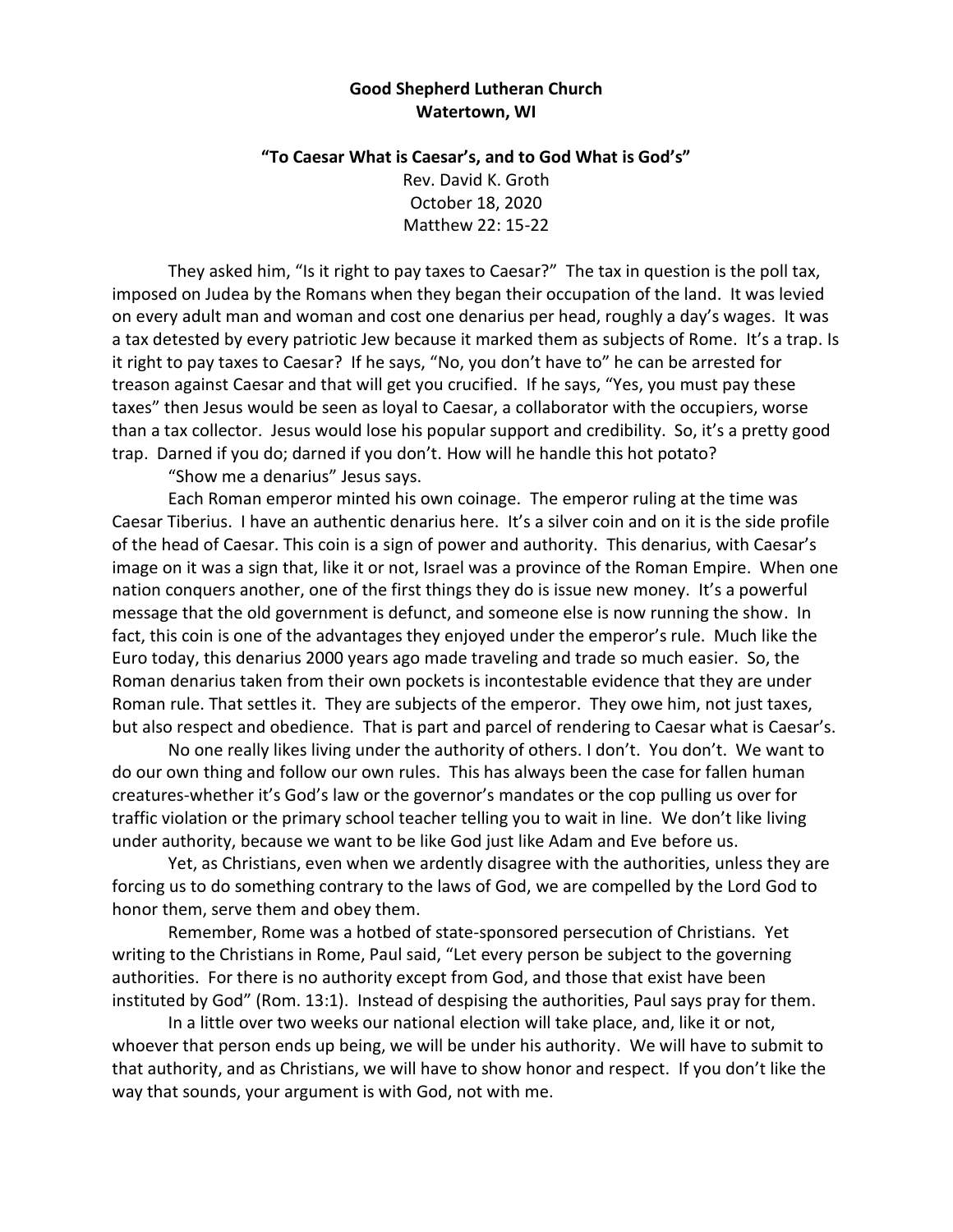**Good Shepherd Lutheran Church**
**Watertown, WI**

**"To Caesar What is Caesar's, and to God What is God's"**

Rev. David K. Groth
October 18, 2020
Matthew 22: 15-22

They asked him, "Is it right to pay taxes to Caesar?" The tax in question is the poll tax, imposed on Judea by the Romans when they began their occupation of the land. It was levied on every adult man and woman and cost one denarius per head, roughly a day's wages. It was a tax detested by every patriotic Jew because it marked them as subjects of Rome. It's a trap. Is it right to pay taxes to Caesar? If he says, "No, you don't have to" he can be arrested for treason against Caesar and that will get you crucified. If he says, "Yes, you must pay these taxes" then Jesus would be seen as loyal to Caesar, a collaborator with the occupiers, worse than a tax collector. Jesus would lose his popular support and credibility. So, it's a pretty good trap. Darned if you do; darned if you don't. How will he handle this hot potato?

"Show me a denarius" Jesus says.

Each Roman emperor minted his own coinage. The emperor ruling at the time was Caesar Tiberius. I have an authentic denarius here. It's a silver coin and on it is the side profile of the head of Caesar. This coin is a sign of power and authority. This denarius, with Caesar's image on it was a sign that, like it or not, Israel was a province of the Roman Empire. When one nation conquers another, one of the first things they do is issue new money. It's a powerful message that the old government is defunct, and someone else is now running the show. In fact, this coin is one of the advantages they enjoyed under the emperor's rule. Much like the Euro today, this denarius 2000 years ago made traveling and trade so much easier. So, the Roman denarius taken from their own pockets is incontestable evidence that they are under Roman rule. That settles it. They are subjects of the emperor. They owe him, not just taxes, but also respect and obedience. That is part and parcel of rendering to Caesar what is Caesar's.

No one really likes living under the authority of others. I don't. You don't. We want to do our own thing and follow our own rules. This has always been the case for fallen human creatures-whether it's God's law or the governor's mandates or the cop pulling us over for traffic violation or the primary school teacher telling you to wait in line. We don't like living under authority, because we want to be like God just like Adam and Eve before us.

Yet, as Christians, even when we ardently disagree with the authorities, unless they are forcing us to do something contrary to the laws of God, we are compelled by the Lord God to honor them, serve them and obey them.

Remember, Rome was a hotbed of state-sponsored persecution of Christians. Yet writing to the Christians in Rome, Paul said, "Let every person be subject to the governing authorities. For there is no authority except from God, and those that exist have been instituted by God" (Rom. 13:1). Instead of despising the authorities, Paul says pray for them.

In a little over two weeks our national election will take place, and, like it or not, whoever that person ends up being, we will be under his authority. We will have to submit to that authority, and as Christians, we will have to show honor and respect. If you don't like the way that sounds, your argument is with God, not with me.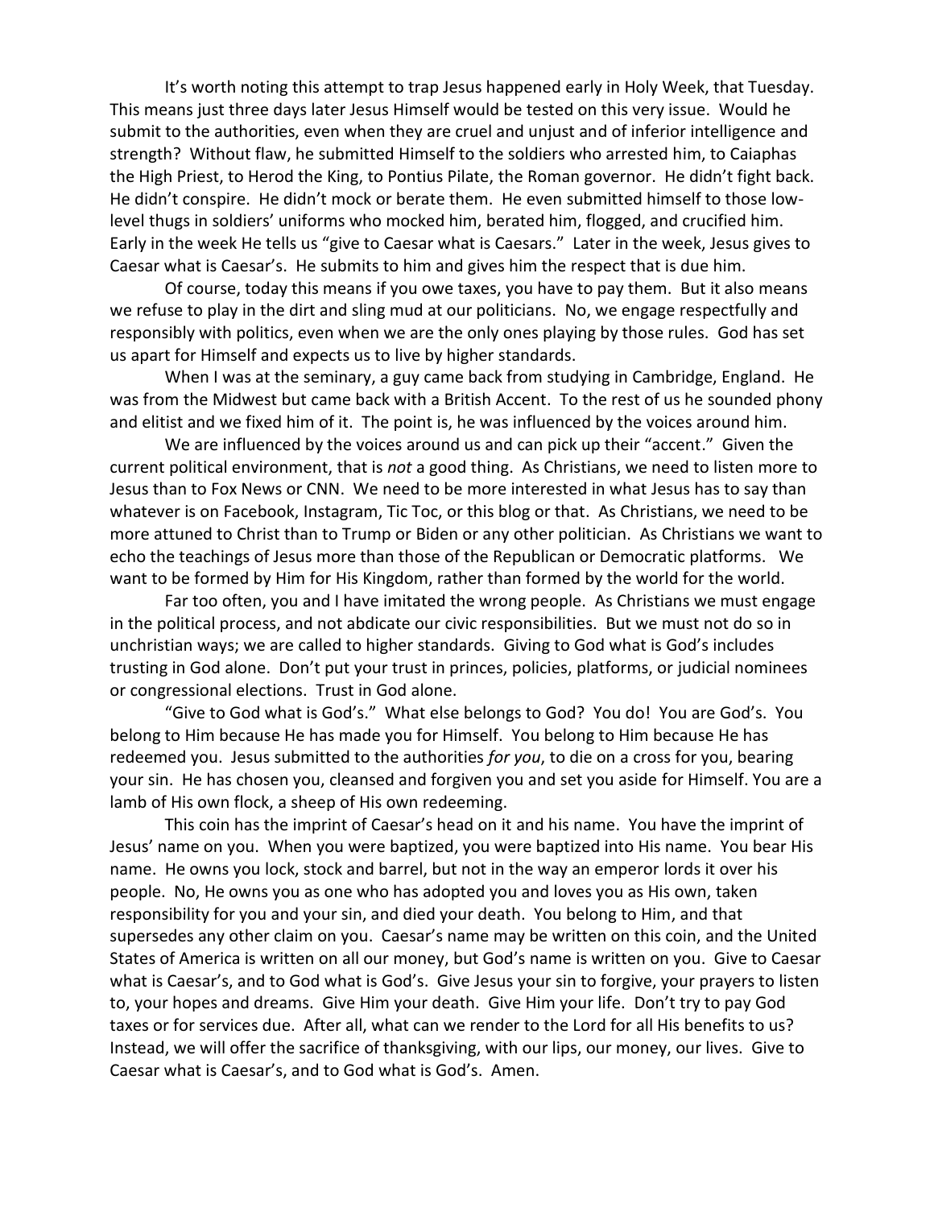It's worth noting this attempt to trap Jesus happened early in Holy Week, that Tuesday. This means just three days later Jesus Himself would be tested on this very issue. Would he submit to the authorities, even when they are cruel and unjust and of inferior intelligence and strength? Without flaw, he submitted Himself to the soldiers who arrested him, to Caiaphas the High Priest, to Herod the King, to Pontius Pilate, the Roman governor. He didn't fight back. He didn't conspire. He didn't mock or berate them. He even submitted himself to those low-level thugs in soldiers' uniforms who mocked him, berated him, flogged, and crucified him. Early in the week He tells us "give to Caesar what is Caesars." Later in the week, Jesus gives to Caesar what is Caesar's. He submits to him and gives him the respect that is due him.

Of course, today this means if you owe taxes, you have to pay them. But it also means we refuse to play in the dirt and sling mud at our politicians. No, we engage respectfully and responsibly with politics, even when we are the only ones playing by those rules. God has set us apart for Himself and expects us to live by higher standards.

When I was at the seminary, a guy came back from studying in Cambridge, England. He was from the Midwest but came back with a British Accent. To the rest of us he sounded phony and elitist and we fixed him of it. The point is, he was influenced by the voices around him.

We are influenced by the voices around us and can pick up their "accent." Given the current political environment, that is *not* a good thing. As Christians, we need to listen more to Jesus than to Fox News or CNN. We need to be more interested in what Jesus has to say than whatever is on Facebook, Instagram, Tic Toc, or this blog or that. As Christians, we need to be more attuned to Christ than to Trump or Biden or any other politician. As Christians we want to echo the teachings of Jesus more than those of the Republican or Democratic platforms. We want to be formed by Him for His Kingdom, rather than formed by the world for the world.

Far too often, you and I have imitated the wrong people. As Christians we must engage in the political process, and not abdicate our civic responsibilities. But we must not do so in unchristian ways; we are called to higher standards. Giving to God what is God's includes trusting in God alone. Don't put your trust in princes, policies, platforms, or judicial nominees or congressional elections. Trust in God alone.

"Give to God what is God's." What else belongs to God? You do! You are God's. You belong to Him because He has made you for Himself. You belong to Him because He has redeemed you. Jesus submitted to the authorities *for you*, to die on a cross for you, bearing your sin. He has chosen you, cleansed and forgiven you and set you aside for Himself. You are a lamb of His own flock, a sheep of His own redeeming.

This coin has the imprint of Caesar's head on it and his name. You have the imprint of Jesus' name on you. When you were baptized, you were baptized into His name. You bear His name. He owns you lock, stock and barrel, but not in the way an emperor lords it over his people. No, He owns you as one who has adopted you and loves you as His own, taken responsibility for you and your sin, and died your death. You belong to Him, and that supersedes any other claim on you. Caesar's name may be written on this coin, and the United States of America is written on all our money, but God's name is written on you. Give to Caesar what is Caesar's, and to God what is God's. Give Jesus your sin to forgive, your prayers to listen to, your hopes and dreams. Give Him your death. Give Him your life. Don't try to pay God taxes or for services due. After all, what can we render to the Lord for all His benefits to us? Instead, we will offer the sacrifice of thanksgiving, with our lips, our money, our lives. Give to Caesar what is Caesar's, and to God what is God's. Amen.